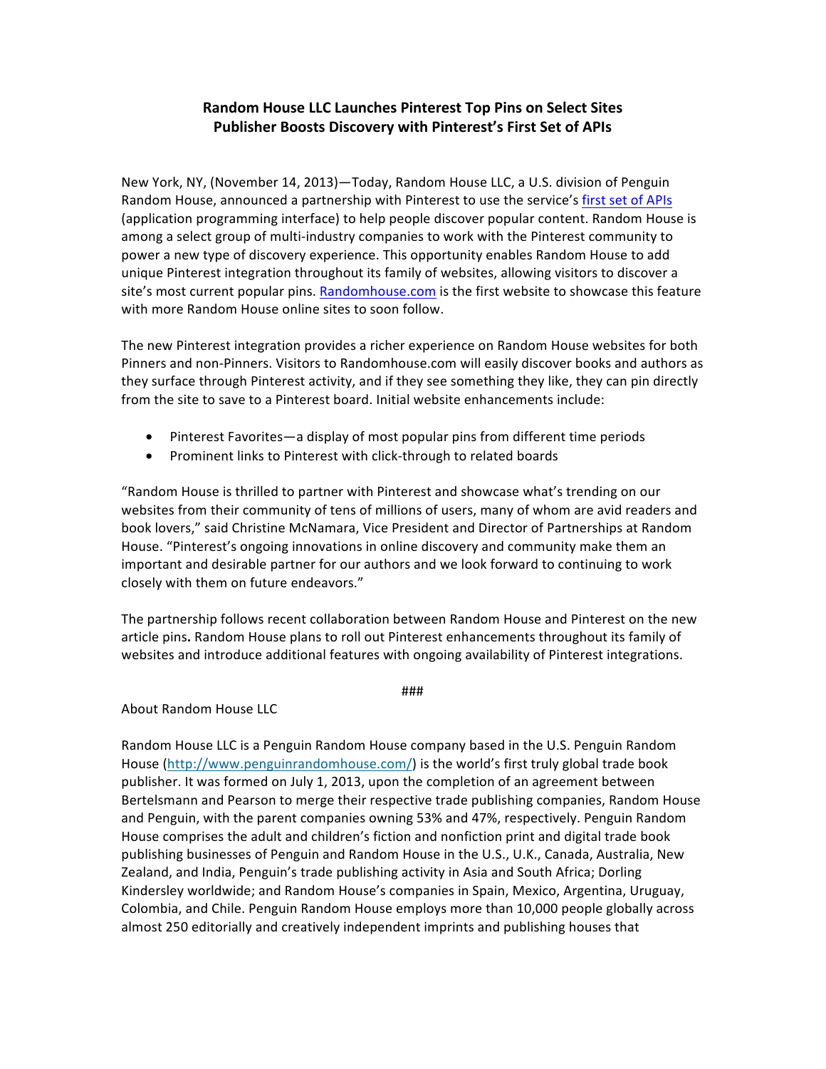# Random House LLC Launches Pinterest Top Pins on Select Sites
## Publisher Boosts Discovery with Pinterest's First Set of APIs

New York, NY, (November 14, 2013)—Today, Random House LLC, a U.S. division of Penguin Random House, announced a partnership with Pinterest to use the service's first set of APIs (application programming interface) to help people discover popular content. Random House is among a select group of multi-industry companies to work with the Pinterest community to power a new type of discovery experience. This opportunity enables Random House to add unique Pinterest integration throughout its family of websites, allowing visitors to discover a site's most current popular pins. Randomhouse.com is the first website to showcase this feature with more Random House online sites to soon follow.

The new Pinterest integration provides a richer experience on Random House websites for both Pinners and non-Pinners. Visitors to Randomhouse.com will easily discover books and authors as they surface through Pinterest activity, and if they see something they like, they can pin directly from the site to save to a Pinterest board. Initial website enhancements include:

- Pinterest Favorites—a display of most popular pins from different time periods
- Prominent links to Pinterest with click-through to related boards

"Random House is thrilled to partner with Pinterest and showcase what's trending on our websites from their community of tens of millions of users, many of whom are avid readers and book lovers," said Christine McNamara, Vice President and Director of Partnerships at Random House. "Pinterest's ongoing innovations in online discovery and community make them an important and desirable partner for our authors and we look forward to continuing to work closely with them on future endeavors."

The partnership follows recent collaboration between Random House and Pinterest on the new article pins**.** Random House plans to roll out Pinterest enhancements throughout its family of websites and introduce additional features with ongoing availability of Pinterest integrations.

###

About Random House LLC

Random House LLC is a Penguin Random House company based in the U.S. Penguin Random House (http://www.penguinrandomhouse.com/) is the world's first truly global trade book publisher. It was formed on July 1, 2013, upon the completion of an agreement between Bertelsmann and Pearson to merge their respective trade publishing companies, Random House and Penguin, with the parent companies owning 53% and 47%, respectively. Penguin Random House comprises the adult and children's fiction and nonfiction print and digital trade book publishing businesses of Penguin and Random House in the U.S., U.K., Canada, Australia, New Zealand, and India, Penguin's trade publishing activity in Asia and South Africa; Dorling Kindersley worldwide; and Random House's companies in Spain, Mexico, Argentina, Uruguay, Colombia, and Chile. Penguin Random House employs more than 10,000 people globally across almost 250 editorially and creatively independent imprints and publishing houses that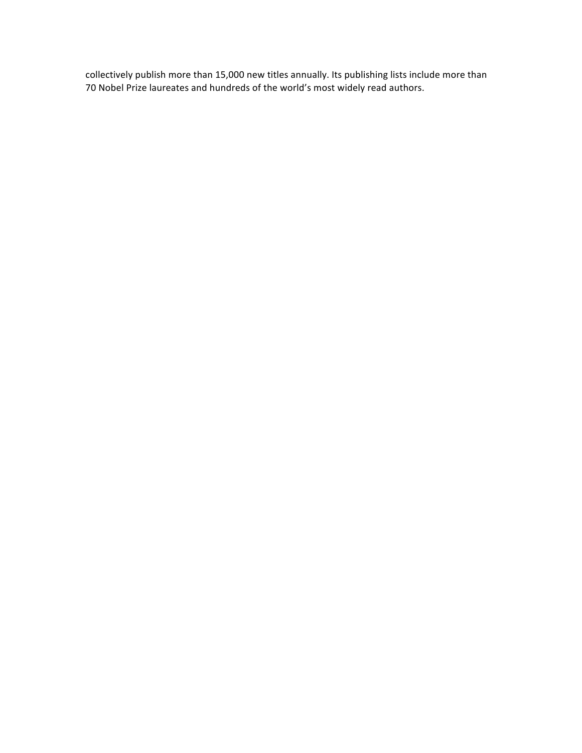collectively publish more than 15,000 new titles annually. Its publishing lists include more than 70 Nobel Prize laureates and hundreds of the world's most widely read authors.